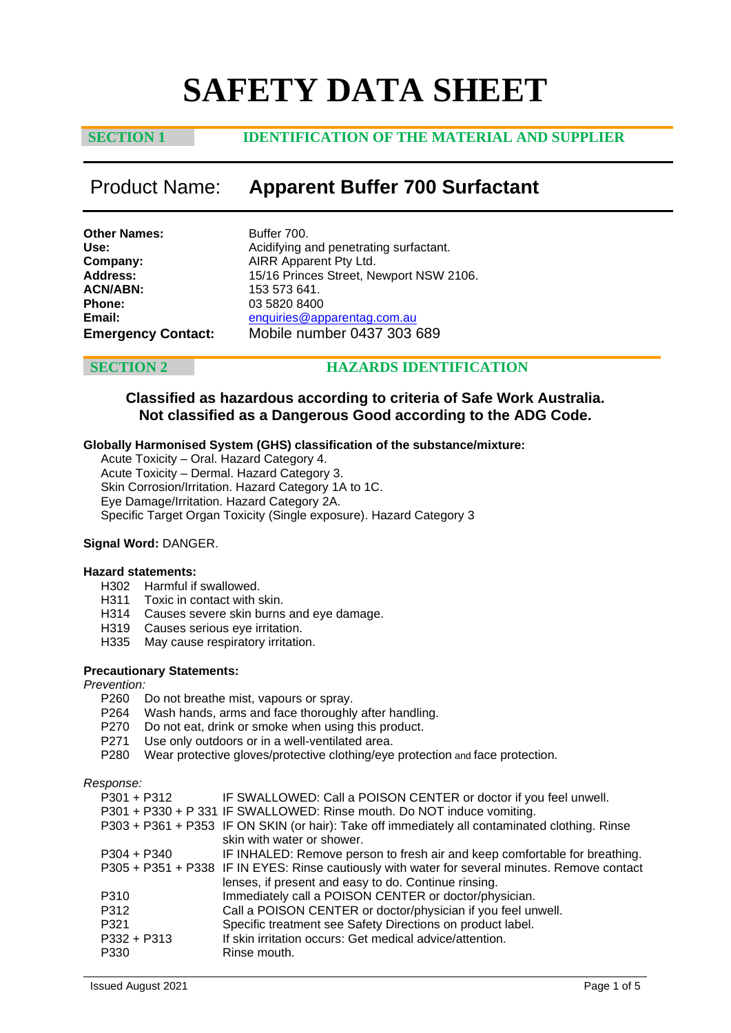# SAFETY DATA SHEET

## SECTION 1 IDENTIFICATION OF THE MATERIAL AND SUPPLIER

## Product Name: Apparent Buffer 700 Surfactant

**Other Names:** Buffer 700.
**Use:** Acidifying and penetrating surfactant.
**Company:** AIRR Apparent Pty Ltd.
**Address:** 15/16 Princes Street, Newport NSW 2106.
**ACN/ABN:** 153 573 641.
**Phone:** 03 5820 8400
**Email:** enquiries@apparentag.com.au
**Emergency Contact:** Mobile number 0437 303 689

## SECTION 2 HAZARDS IDENTIFICATION

**Classified as hazardous according to criteria of Safe Work Australia.**
**Not classified as a Dangerous Good according to the ADG Code.**

**Globally Harmonised System (GHS) classification of the substance/mixture:**

Acute Toxicity – Oral. Hazard Category 4.
Acute Toxicity – Dermal. Hazard Category 3.
Skin Corrosion/Irritation. Hazard Category 1A to 1C.
Eye Damage/Irritation. Hazard Category 2A.
Specific Target Organ Toxicity (Single exposure). Hazard Category 3

**Signal Word:** DANGER.

**Hazard statements:**

| | |
|---|---|
| H302 | Harmful if swallowed. |
| H311 | Toxic in contact with skin. |
| H314 | Causes severe skin burns and eye damage. |
| H319 | Causes serious eye irritation. |
| H335 | May cause respiratory irritation. |

**Precautionary Statements:**

*Prevention:*

| | |
|---|---|
| P260 | Do not breathe mist, vapours or spray. |
| P264 | Wash hands, arms and face thoroughly after handling. |
| P270 | Do not eat, drink or smoke when using this product. |
| P271 | Use only outdoors or in a well-ventilated area. |
| P280 | Wear protective gloves/protective clothing/eye protection and face protection. |

*Response:*

| | |
|---|---|
| P301 + P312 | IF SWALLOWED: Call a POISON CENTER or doctor if you feel unwell. |
| P301 + P330 + P 331 | IF SWALLOWED: Rinse mouth. Do NOT induce vomiting. |
| P303 + P361 + P353 | IF ON SKIN (or hair): Take off immediately all contaminated clothing. Rinse skin with water or shower. |
| P304 + P340 | IF INHALED: Remove person to fresh air and keep comfortable for breathing. |
| P305 + P351 + P338 | IF IN EYES: Rinse cautiously with water for several minutes. Remove contact lenses, if present and easy to do. Continue rinsing. |
| P310 | Immediately call a POISON CENTER or doctor/physician. |
| P312 | Call a POISON CENTER or doctor/physician if you feel unwell. |
| P321 | Specific treatment see Safety Directions on product label. |
| P332 + P313 | If skin irritation occurs: Get medical advice/attention. |
| P330 | Rinse mouth. |

Issued August 2021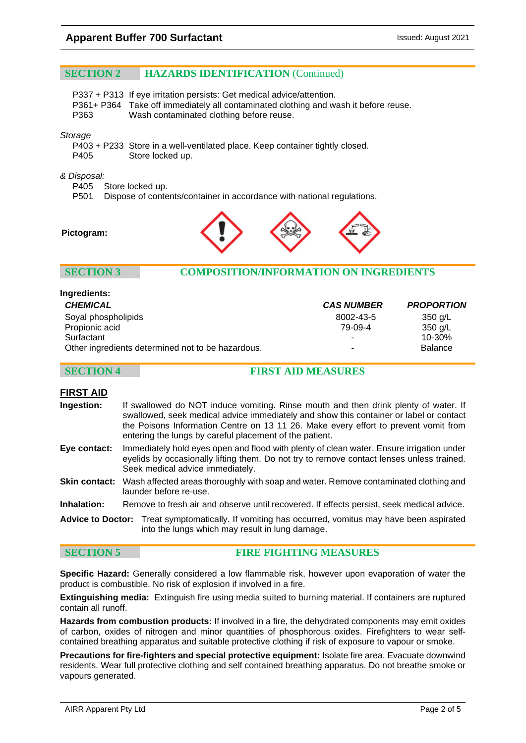## SECTION 2 HAZARDS IDENTIFICATION (Continued)

P337 + P313 If eye irritation persists: Get medical advice/attention.
P361+ P364 Take off immediately all contaminated clothing and wash it before reuse.
P363 Wash contaminated clothing before reuse.

*Storage*

P403 + P233 Store in a well-ventilated place. Keep container tightly closed.
P405 Store locked up.

*& Disposal:*

P405 Store locked up.
P501 Dispose of contents/container in accordance with national regulations.

**Pictogram:**

## SECTION 3 COMPOSITION/INFORMATION ON INGREDIENTS

**Ingredients:**

| *CHEMICAL* | *CAS NUMBER* | *PROPORTION* |
|---|---|---|
| Soyal phospholipids | 8002-43-5 | 350 g/L |
| Propionic acid | 79-09-4 | 350 g/L |
| Surfactant | - | 10-30% |
| Other ingredients determined not to be hazardous. | - | Balance |

## SECTION 4 FIRST AID MEASURES

**FIRST AID**

**Ingestion:** If swallowed do NOT induce vomiting. Rinse mouth and then drink plenty of water. If swallowed, seek medical advice immediately and show this container or label or contact the Poisons Information Centre on 13 11 26. Make every effort to prevent vomit from entering the lungs by careful placement of the patient.

**Eye contact:** Immediately hold eyes open and flood with plenty of clean water. Ensure irrigation under eyelids by occasionally lifting them. Do not try to remove contact lenses unless trained. Seek medical advice immediately.

**Skin contact:** Wash affected areas thoroughly with soap and water. Remove contaminated clothing and launder before re-use.

**Inhalation:** Remove to fresh air and observe until recovered. If effects persist, seek medical advice.

**Advice to Doctor:** Treat symptomatically. If vomiting has occurred, vomitus may have been aspirated into the lungs which may result in lung damage.

## SECTION 5 FIRE FIGHTING MEASURES

**Specific Hazard:** Generally considered a low flammable risk, however upon evaporation of water the product is combustible. No risk of explosion if involved in a fire.

**Extinguishing media:** Extinguish fire using media suited to burning material. If containers are ruptured contain all runoff.

**Hazards from combustion products:** If involved in a fire, the dehydrated components may emit oxides of carbon, oxides of nitrogen and minor quantities of phosphorous oxides. Firefighters to wear self-contained breathing apparatus and suitable protective clothing if risk of exposure to vapour or smoke.

**Precautions for fire-fighters and special protective equipment:** Isolate fire area. Evacuate downwind residents. Wear full protective clothing and self contained breathing apparatus. Do not breathe smoke or vapours generated.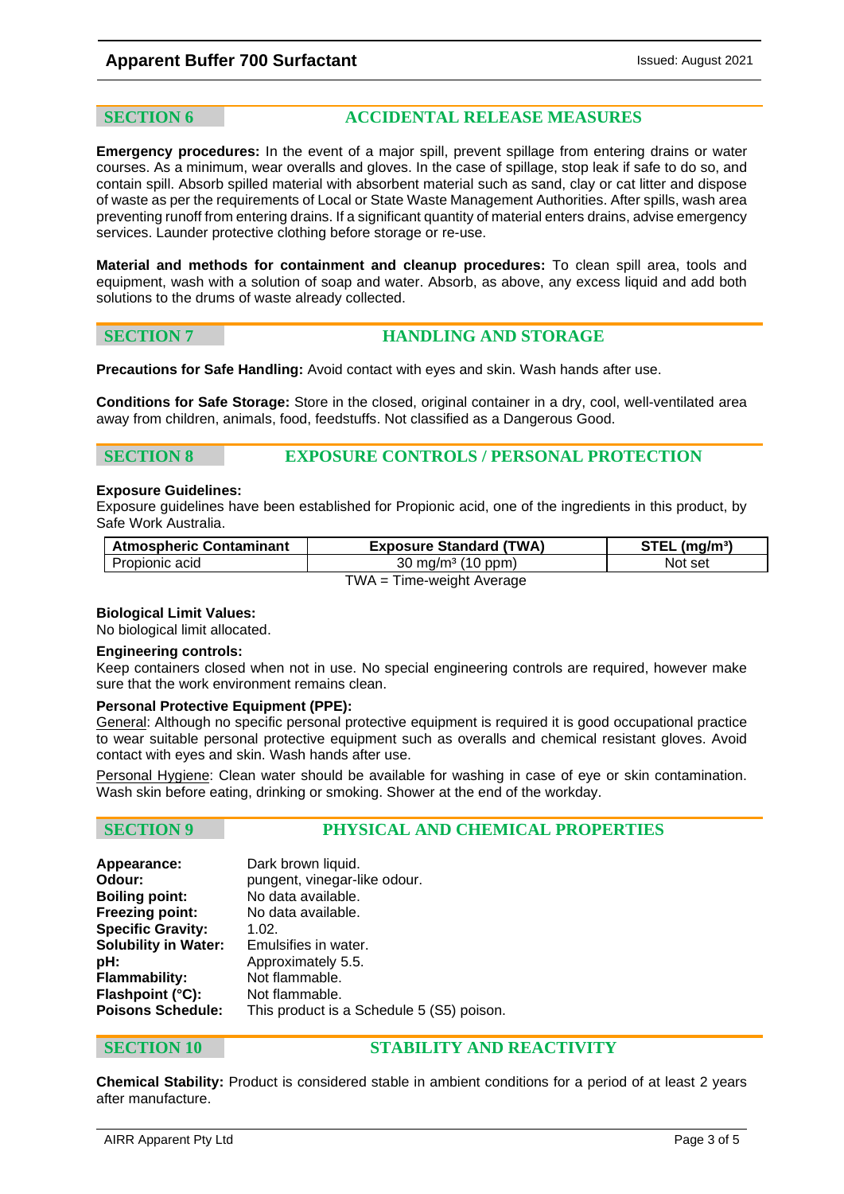## SECTION 6 ACCIDENTAL RELEASE MEASURES

**Emergency procedures:** In the event of a major spill, prevent spillage from entering drains or water courses. As a minimum, wear overalls and gloves. In the case of spillage, stop leak if safe to do so, and contain spill. Absorb spilled material with absorbent material such as sand, clay or cat litter and dispose of waste as per the requirements of Local or State Waste Management Authorities. After spills, wash area preventing runoff from entering drains. If a significant quantity of material enters drains, advise emergency services. Launder protective clothing before storage or re-use.

**Material and methods for containment and cleanup procedures:** To clean spill area, tools and equipment, wash with a solution of soap and water. Absorb, as above, any excess liquid and add both solutions to the drums of waste already collected.

## SECTION 7 HANDLING AND STORAGE

**Precautions for Safe Handling:** Avoid contact with eyes and skin. Wash hands after use.

**Conditions for Safe Storage:** Store in the closed, original container in a dry, cool, well-ventilated area away from children, animals, food, feedstuffs. Not classified as a Dangerous Good.

## SECTION 8 EXPOSURE CONTROLS / PERSONAL PROTECTION

**Exposure Guidelines:**
Exposure guidelines have been established for Propionic acid, one of the ingredients in this product, by Safe Work Australia.

| Atmospheric Contaminant | Exposure Standard (TWA) | STEL (mg/m³) |
|---|---|---|
| Propionic acid | 30 mg/m³ (10 ppm) | Not set |

TWA = Time-weight Average

**Biological Limit Values:**
No biological limit allocated.

**Engineering controls:**
Keep containers closed when not in use. No special engineering controls are required, however make sure that the work environment remains clean.

**Personal Protective Equipment (PPE):**
General: Although no specific personal protective equipment is required it is good occupational practice to wear suitable personal protective equipment such as overalls and chemical resistant gloves. Avoid contact with eyes and skin. Wash hands after use.

Personal Hygiene: Clean water should be available for washing in case of eye or skin contamination. Wash skin before eating, drinking or smoking. Shower at the end of the workday.

## SECTION 9 PHYSICAL AND CHEMICAL PROPERTIES

**Appearance:** Dark brown liquid.
**Odour:** pungent, vinegar-like odour.
**Boiling point:** No data available.
**Freezing point:** No data available.
**Specific Gravity:** 1.02.
**Solubility in Water:** Emulsifies in water.
**pH:** Approximately 5.5.
**Flammability:** Not flammable.
**Flashpoint (°C):** Not flammable.
**Poisons Schedule:** This product is a Schedule 5 (S5) poison.

## SECTION 10 STABILITY AND REACTIVITY

**Chemical Stability:** Product is considered stable in ambient conditions for a period of at least 2 years after manufacture.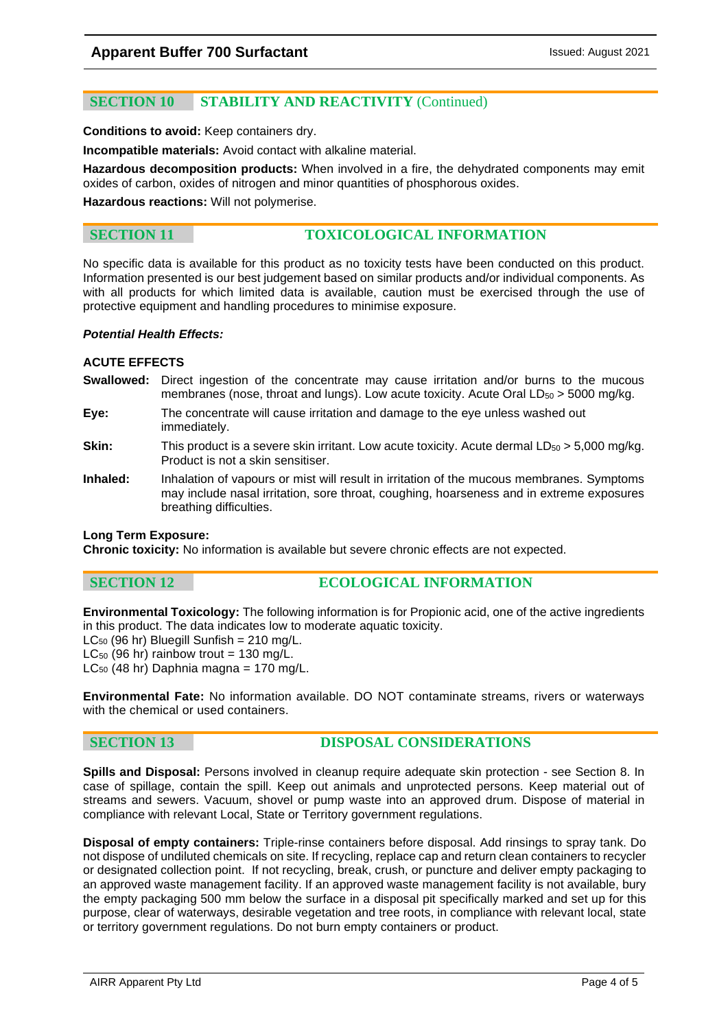## SECTION 10 STABILITY AND REACTIVITY (Continued)

**Conditions to avoid:** Keep containers dry.

**Incompatible materials:** Avoid contact with alkaline material.

**Hazardous decomposition products:** When involved in a fire, the dehydrated components may emit oxides of carbon, oxides of nitrogen and minor quantities of phosphorous oxides.

**Hazardous reactions:** Will not polymerise.

## SECTION 11 TOXICOLOGICAL INFORMATION

No specific data is available for this product as no toxicity tests have been conducted on this product. Information presented is our best judgement based on similar products and/or individual components. As with all products for which limited data is available, caution must be exercised through the use of protective equipment and handling procedures to minimise exposure.

***Potential Health Effects:***

**ACUTE EFFECTS**

**Swallowed:** Direct ingestion of the concentrate may cause irritation and/or burns to the mucous membranes (nose, throat and lungs). Low acute toxicity. Acute Oral $LD_{50}$ > 5000 mg/kg.

**Eye:** The concentrate will cause irritation and damage to the eye unless washed out immediately.

**Skin:** This product is a severe skin irritant. Low acute toxicity. Acute dermal $LD_{50}$ > 5,000 mg/kg. Product is not a skin sensitiser.

**Inhaled:** Inhalation of vapours or mist will result in irritation of the mucous membranes. Symptoms may include nasal irritation, sore throat, coughing, hoarseness and in extreme exposures breathing difficulties.

**Long Term Exposure:**
**Chronic toxicity:** No information is available but severe chronic effects are not expected.

## SECTION 12 ECOLOGICAL INFORMATION

**Environmental Toxicology:** The following information is for Propionic acid, one of the active ingredients in this product. The data indicates low to moderate aquatic toxicity.
$LC_{50}$ (96 hr) Bluegill Sunfish = 210 mg/L.
$LC_{50}$ (96 hr) rainbow trout = 130 mg/L.
$LC_{50}$ (48 hr) Daphnia magna = 170 mg/L.

**Environmental Fate:** No information available. DO NOT contaminate streams, rivers or waterways with the chemical or used containers.

## SECTION 13 DISPOSAL CONSIDERATIONS

**Spills and Disposal:** Persons involved in cleanup require adequate skin protection - see Section 8. In case of spillage, contain the spill. Keep out animals and unprotected persons. Keep material out of streams and sewers. Vacuum, shovel or pump waste into an approved drum. Dispose of material in compliance with relevant Local, State or Territory government regulations.

**Disposal of empty containers:** Triple-rinse containers before disposal. Add rinsings to spray tank. Do not dispose of undiluted chemicals on site. If recycling, replace cap and return clean containers to recycler or designated collection point. If not recycling, break, crush, or puncture and deliver empty packaging to an approved waste management facility. If an approved waste management facility is not available, bury the empty packaging 500 mm below the surface in a disposal pit specifically marked and set up for this purpose, clear of waterways, desirable vegetation and tree roots, in compliance with relevant local, state or territory government regulations. Do not burn empty containers or product.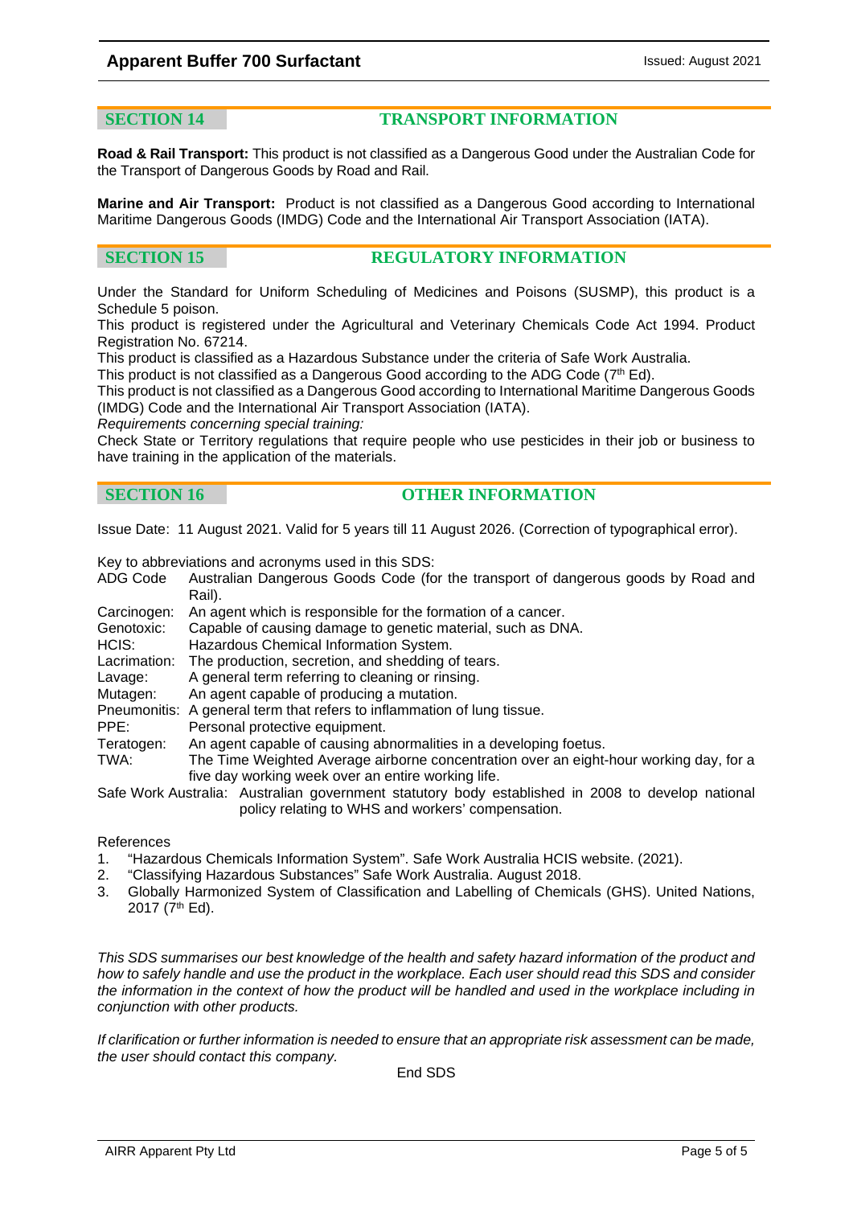## SECTION 14 TRANSPORT INFORMATION

**Road & Rail Transport:** This product is not classified as a Dangerous Good under the Australian Code for the Transport of Dangerous Goods by Road and Rail.

**Marine and Air Transport:** Product is not classified as a Dangerous Good according to International Maritime Dangerous Goods (IMDG) Code and the International Air Transport Association (IATA).

## SECTION 15 REGULATORY INFORMATION

Under the Standard for Uniform Scheduling of Medicines and Poisons (SUSMP), this product is a Schedule 5 poison.
This product is registered under the Agricultural and Veterinary Chemicals Code Act 1994. Product Registration No. 67214.
This product is classified as a Hazardous Substance under the criteria of Safe Work Australia.
This product is not classified as a Dangerous Good according to the ADG Code (7th Ed).
This product is not classified as a Dangerous Good according to International Maritime Dangerous Goods (IMDG) Code and the International Air Transport Association (IATA).
*Requirements concerning special training:*
Check State or Territory regulations that require people who use pesticides in their job or business to have training in the application of the materials.

## SECTION 16 OTHER INFORMATION

Issue Date: 11 August 2021. Valid for 5 years till 11 August 2026. (Correction of typographical error).

Key to abbreviations and acronyms used in this SDS:

| | |
|---|---|
| ADG Code | Australian Dangerous Goods Code (for the transport of dangerous goods by Road and Rail). |
| Carcinogen: | An agent which is responsible for the formation of a cancer. |
| Genotoxic: | Capable of causing damage to genetic material, such as DNA. |
| HCIS: | Hazardous Chemical Information System. |
| Lacrimation: | The production, secretion, and shedding of tears. |
| Lavage: | A general term referring to cleaning or rinsing. |
| Mutagen: | An agent capable of producing a mutation. |
| Pneumonitis: | A general term that refers to inflammation of lung tissue. |
| PPE: | Personal protective equipment. |
| Teratogen: | An agent capable of causing abnormalities in a developing foetus. |
| TWA: | The Time Weighted Average airborne concentration over an eight-hour working day, for a five day working week over an entire working life. |
| Safe Work Australia: | Australian government statutory body established in 2008 to develop national policy relating to WHS and workers' compensation. |

References

1. "Hazardous Chemicals Information System". Safe Work Australia HCIS website. (2021).
2. "Classifying Hazardous Substances" Safe Work Australia. August 2018.
3. Globally Harmonized System of Classification and Labelling of Chemicals (GHS). United Nations, 2017 (7th Ed).

*This SDS summarises our best knowledge of the health and safety hazard information of the product and how to safely handle and use the product in the workplace. Each user should read this SDS and consider the information in the context of how the product will be handled and used in the workplace including in conjunction with other products.*

*If clarification or further information is needed to ensure that an appropriate risk assessment can be made, the user should contact this company.*

End SDS